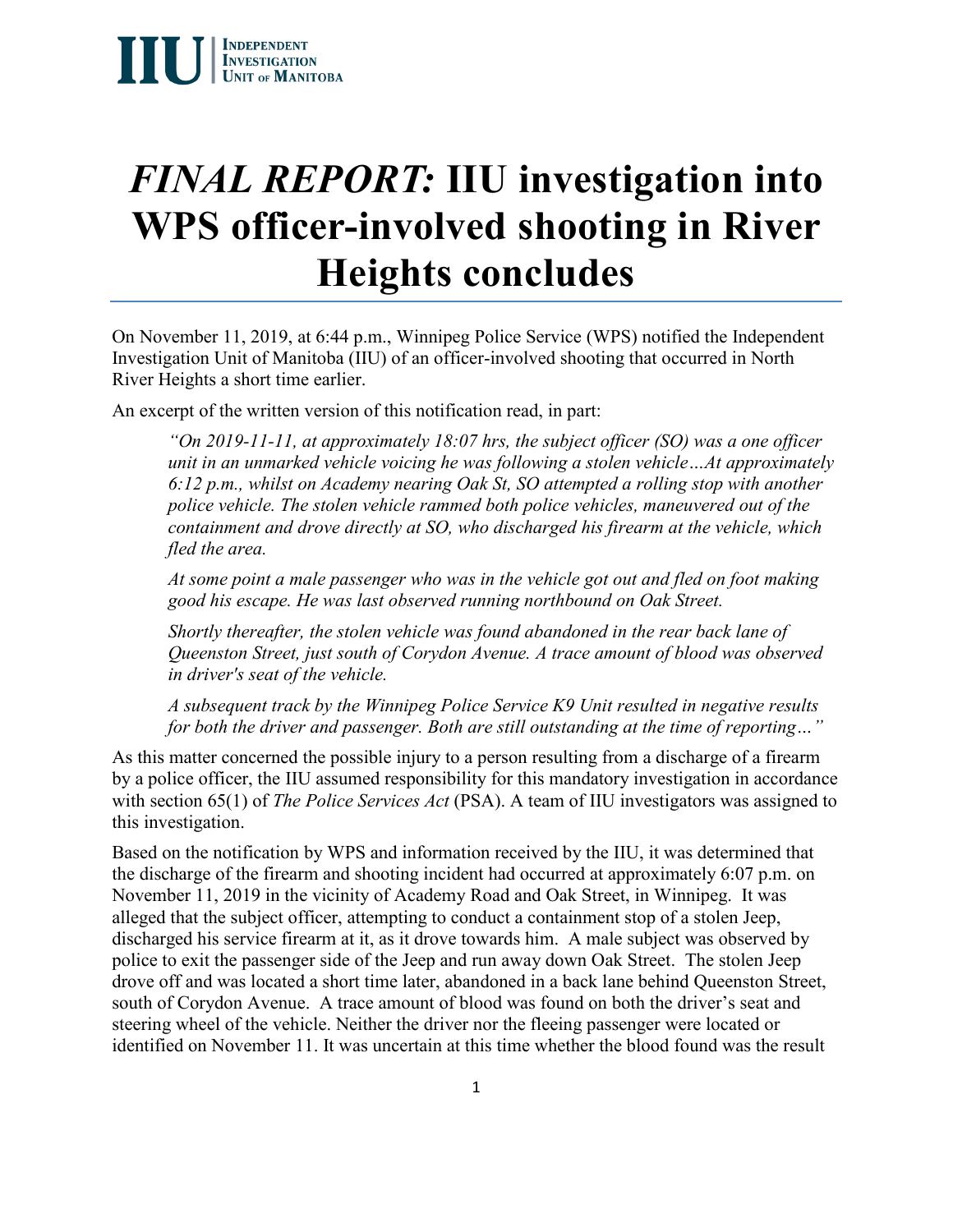IIU | INDEPENDENT INVESTIGATION UNIT OF MANITOBA

# *FINAL REPORT:* IIU investigation into WPS officer-involved shooting in River Heights concludes

On November 11, 2019, at 6:44 p.m., Winnipeg Police Service (WPS) notified the Independent Investigation Unit of Manitoba (IIU) of an officer-involved shooting that occurred in North River Heights a short time earlier.

An excerpt of the written version of this notification read, in part:

> *"On 2019-11-11, at approximately 18:07 hrs, the subject officer (SO) was a one officer unit in an unmarked vehicle voicing he was following a stolen vehicle…At approximately 6:12 p.m., whilst on Academy nearing Oak St, SO attempted a rolling stop with another police vehicle. The stolen vehicle rammed both police vehicles, maneuvered out of the containment and drove directly at SO, who discharged his firearm at the vehicle, which fled the area.*
>
> *At some point a male passenger who was in the vehicle got out and fled on foot making good his escape. He was last observed running northbound on Oak Street.*
>
> *Shortly thereafter, the stolen vehicle was found abandoned in the rear back lane of Queenston Street, just south of Corydon Avenue. A trace amount of blood was observed in driver's seat of the vehicle.*
>
> *A subsequent track by the Winnipeg Police Service K9 Unit resulted in negative results for both the driver and passenger. Both are still outstanding at the time of reporting…"*

As this matter concerned the possible injury to a person resulting from a discharge of a firearm by a police officer, the IIU assumed responsibility for this mandatory investigation in accordance with section 65(1) of *The Police Services Act* (PSA). A team of IIU investigators was assigned to this investigation.

Based on the notification by WPS and information received by the IIU, it was determined that the discharge of the firearm and shooting incident had occurred at approximately 6:07 p.m. on November 11, 2019 in the vicinity of Academy Road and Oak Street, in Winnipeg. It was alleged that the subject officer, attempting to conduct a containment stop of a stolen Jeep, discharged his service firearm at it, as it drove towards him. A male subject was observed by police to exit the passenger side of the Jeep and run away down Oak Street. The stolen Jeep drove off and was located a short time later, abandoned in a back lane behind Queenston Street, south of Corydon Avenue. A trace amount of blood was found on both the driver's seat and steering wheel of the vehicle. Neither the driver nor the fleeing passenger were located or identified on November 11. It was uncertain at this time whether the blood found was the result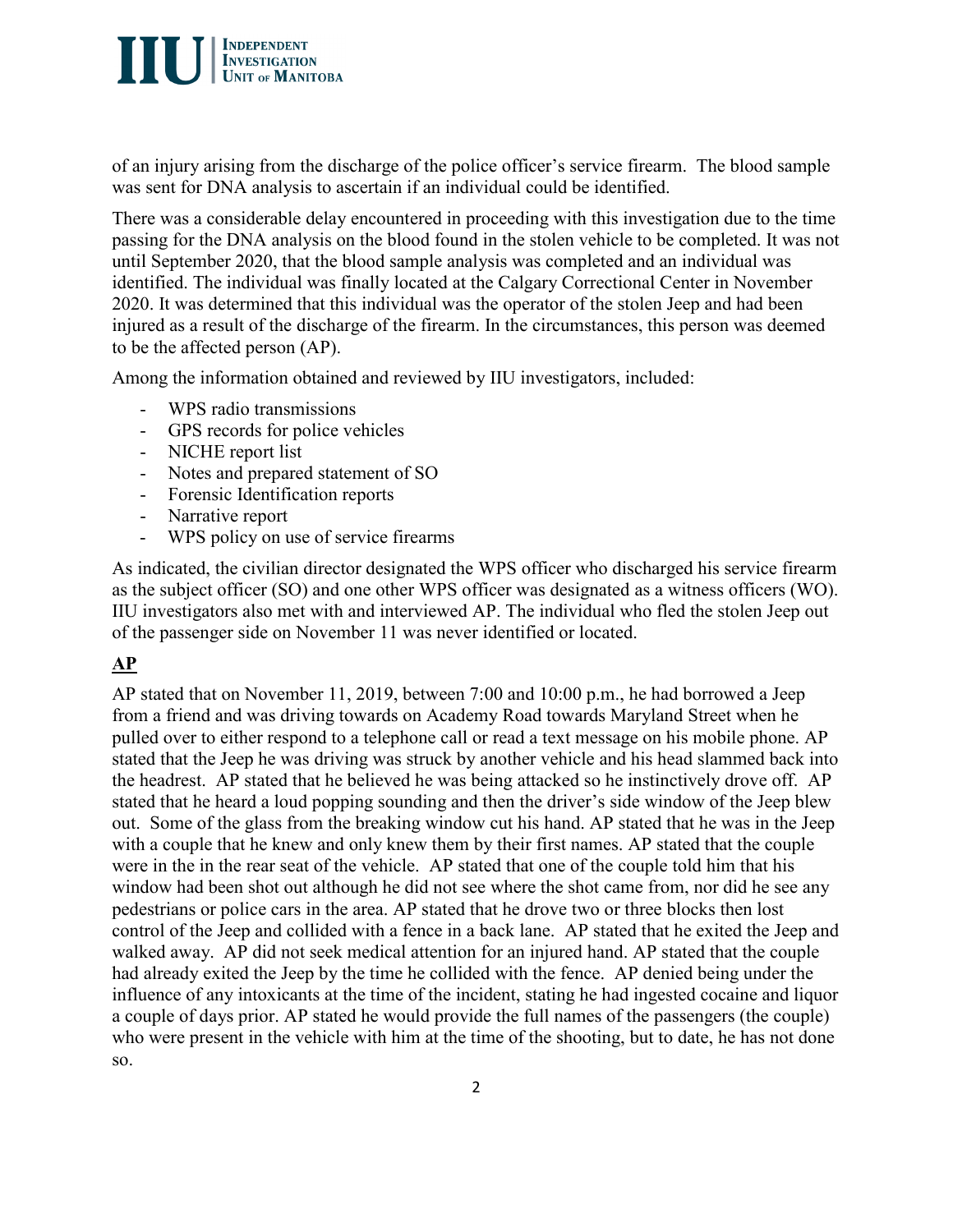of an injury arising from the discharge of the police officer's service firearm. The blood sample was sent for DNA analysis to ascertain if an individual could be identified.

There was a considerable delay encountered in proceeding with this investigation due to the time passing for the DNA analysis on the blood found in the stolen vehicle to be completed. It was not until September 2020, that the blood sample analysis was completed and an individual was identified. The individual was finally located at the Calgary Correctional Center in November 2020. It was determined that this individual was the operator of the stolen Jeep and had been injured as a result of the discharge of the firearm. In the circumstances, this person was deemed to be the affected person (AP).

Among the information obtained and reviewed by IIU investigators, included:

- WPS radio transmissions
- GPS records for police vehicles
- NICHE report list
- Notes and prepared statement of SO
- Forensic Identification reports
- Narrative report
- WPS policy on use of service firearms

As indicated, the civilian director designated the WPS officer who discharged his service firearm as the subject officer (SO) and one other WPS officer was designated as a witness officers (WO). IIU investigators also met with and interviewed AP. The individual who fled the stolen Jeep out of the passenger side on November 11 was never identified or located.

## AP

AP stated that on November 11, 2019, between 7:00 and 10:00 p.m., he had borrowed a Jeep from a friend and was driving towards on Academy Road towards Maryland Street when he pulled over to either respond to a telephone call or read a text message on his mobile phone. AP stated that the Jeep he was driving was struck by another vehicle and his head slammed back into the headrest. AP stated that he believed he was being attacked so he instinctively drove off. AP stated that he heard a loud popping sounding and then the driver's side window of the Jeep blew out. Some of the glass from the breaking window cut his hand. AP stated that he was in the Jeep with a couple that he knew and only knew them by their first names. AP stated that the couple were in the in the rear seat of the vehicle. AP stated that one of the couple told him that his window had been shot out although he did not see where the shot came from, nor did he see any pedestrians or police cars in the area. AP stated that he drove two or three blocks then lost control of the Jeep and collided with a fence in a back lane. AP stated that he exited the Jeep and walked away. AP did not seek medical attention for an injured hand. AP stated that the couple had already exited the Jeep by the time he collided with the fence. AP denied being under the influence of any intoxicants at the time of the incident, stating he had ingested cocaine and liquor a couple of days prior. AP stated he would provide the full names of the passengers (the couple) who were present in the vehicle with him at the time of the shooting, but to date, he has not done so.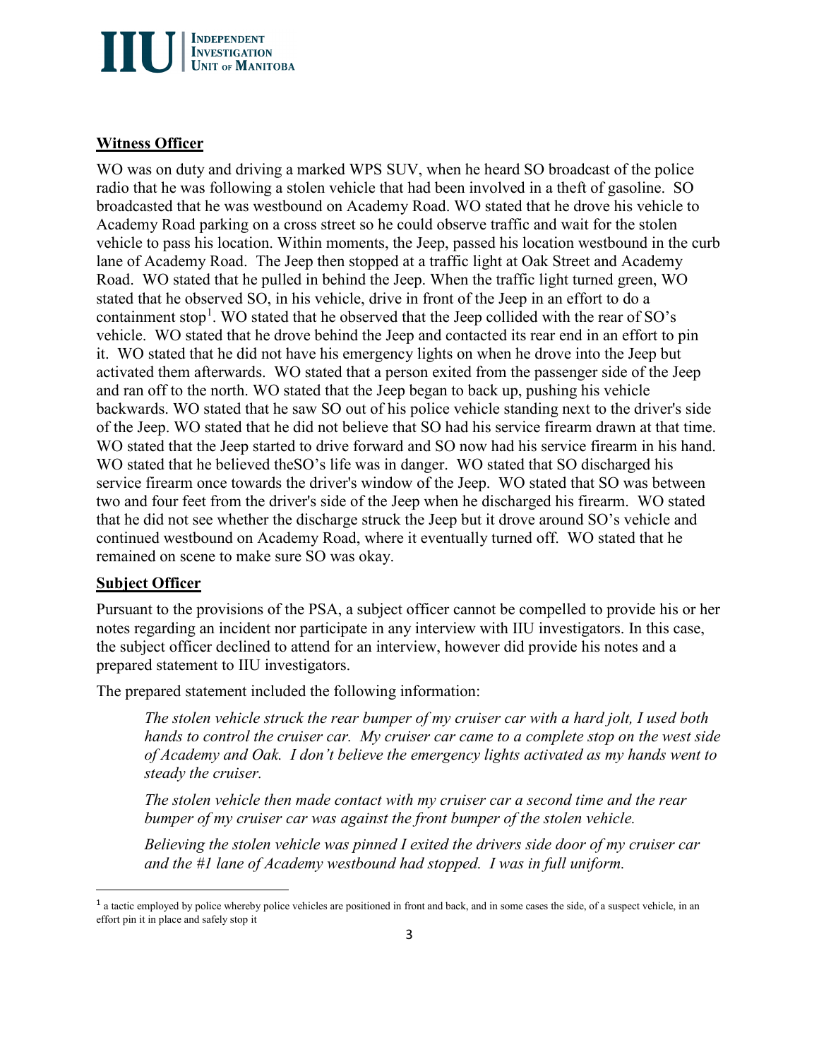## Witness Officer

WO was on duty and driving a marked WPS SUV, when he heard SO broadcast of the police radio that he was following a stolen vehicle that had been involved in a theft of gasoline. SO broadcasted that he was westbound on Academy Road. WO stated that he drove his vehicle to Academy Road parking on a cross street so he could observe traffic and wait for the stolen vehicle to pass his location. Within moments, the Jeep, passed his location westbound in the curb lane of Academy Road. The Jeep then stopped at a traffic light at Oak Street and Academy Road. WO stated that he pulled in behind the Jeep. When the traffic light turned green, WO stated that he observed SO, in his vehicle, drive in front of the Jeep in an effort to do a containment stop[1]. WO stated that he observed that the Jeep collided with the rear of SO's vehicle. WO stated that he drove behind the Jeep and contacted its rear end in an effort to pin it. WO stated that he did not have his emergency lights on when he drove into the Jeep but activated them afterwards. WO stated that a person exited from the passenger side of the Jeep and ran off to the north. WO stated that the Jeep began to back up, pushing his vehicle backwards. WO stated that he saw SO out of his police vehicle standing next to the driver's side of the Jeep. WO stated that he did not believe that SO had his service firearm drawn at that time. WO stated that the Jeep started to drive forward and SO now had his service firearm in his hand. WO stated that he believed theSO's life was in danger. WO stated that SO discharged his service firearm once towards the driver's window of the Jeep. WO stated that SO was between two and four feet from the driver's side of the Jeep when he discharged his firearm. WO stated that he did not see whether the discharge struck the Jeep but it drove around SO's vehicle and continued westbound on Academy Road, where it eventually turned off. WO stated that he remained on scene to make sure SO was okay.

## Subject Officer

Pursuant to the provisions of the PSA, a subject officer cannot be compelled to provide his or her notes regarding an incident nor participate in any interview with IIU investigators. In this case, the subject officer declined to attend for an interview, however did provide his notes and a prepared statement to IIU investigators.

The prepared statement included the following information:

> *The stolen vehicle struck the rear bumper of my cruiser car with a hard jolt, I used both hands to control the cruiser car. My cruiser car came to a complete stop on the west side of Academy and Oak. I don't believe the emergency lights activated as my hands went to steady the cruiser.*
>
> *The stolen vehicle then made contact with my cruiser car a second time and the rear bumper of my cruiser car was against the front bumper of the stolen vehicle.*
>
> *Believing the stolen vehicle was pinned I exited the drivers side door of my cruiser car and the #1 lane of Academy westbound had stopped. I was in full uniform.*

[1] a tactic employed by police whereby police vehicles are positioned in front and back, and in some cases the side, of a suspect vehicle, in an effort pin it in place and safely stop it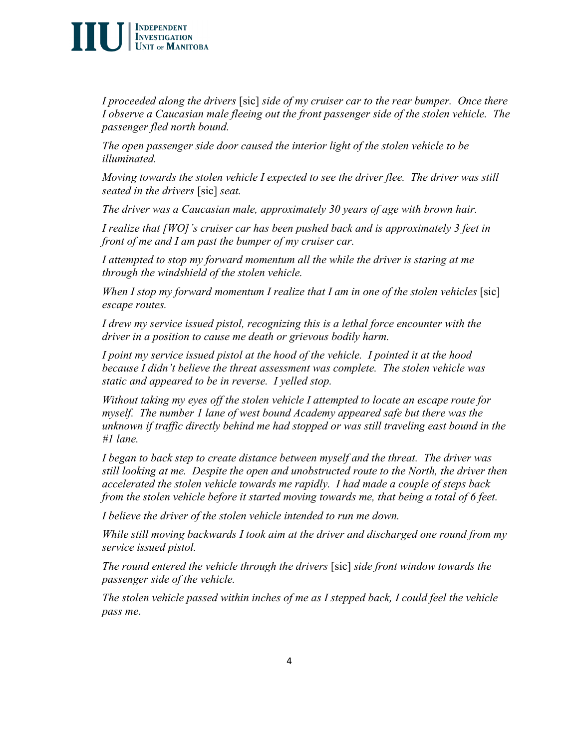*I proceeded along the drivers* [sic] *side of my cruiser car to the rear bumper. Once there I observe a Caucasian male fleeing out the front passenger side of the stolen vehicle. The passenger fled north bound.*

*The open passenger side door caused the interior light of the stolen vehicle to be illuminated.*

*Moving towards the stolen vehicle I expected to see the driver flee. The driver was still seated in the drivers* [sic] *seat.*

*The driver was a Caucasian male, approximately 30 years of age with brown hair.*

*I realize that [WO]'s cruiser car has been pushed back and is approximately 3 feet in front of me and I am past the bumper of my cruiser car.*

*I attempted to stop my forward momentum all the while the driver is staring at me through the windshield of the stolen vehicle.*

*When I stop my forward momentum I realize that I am in one of the stolen vehicles* [sic] *escape routes.*

*I drew my service issued pistol, recognizing this is a lethal force encounter with the driver in a position to cause me death or grievous bodily harm.*

*I point my service issued pistol at the hood of the vehicle. I pointed it at the hood because I didn't believe the threat assessment was complete. The stolen vehicle was static and appeared to be in reverse. I yelled stop.*

*Without taking my eyes off the stolen vehicle I attempted to locate an escape route for myself. The number 1 lane of west bound Academy appeared safe but there was the unknown if traffic directly behind me had stopped or was still traveling east bound in the #1 lane.*

*I began to back step to create distance between myself and the threat. The driver was still looking at me. Despite the open and unobstructed route to the North, the driver then accelerated the stolen vehicle towards me rapidly. I had made a couple of steps back from the stolen vehicle before it started moving towards me, that being a total of 6 feet.*

*I believe the driver of the stolen vehicle intended to run me down.*

*While still moving backwards I took aim at the driver and discharged one round from my service issued pistol.*

*The round entered the vehicle through the drivers* [sic] *side front window towards the passenger side of the vehicle.*

*The stolen vehicle passed within inches of me as I stepped back, I could feel the vehicle pass me*.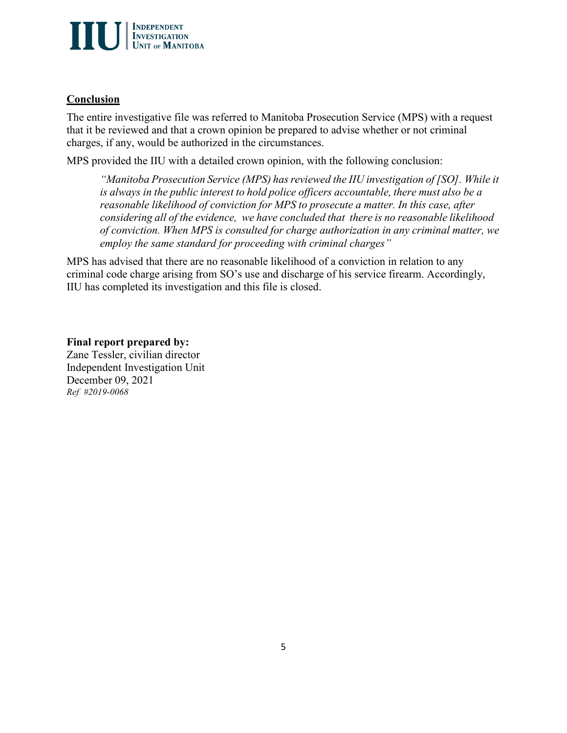## Conclusion

The entire investigative file was referred to Manitoba Prosecution Service (MPS) with a request that it be reviewed and that a crown opinion be prepared to advise whether or not criminal charges, if any, would be authorized in the circumstances.

MPS provided the IIU with a detailed crown opinion, with the following conclusion:

> *"Manitoba Prosecution Service (MPS) has reviewed the IIU investigation of [SO]. While it is always in the public interest to hold police officers accountable, there must also be a reasonable likelihood of conviction for MPS to prosecute a matter. In this case, after considering all of the evidence, we have concluded that there is no reasonable likelihood of conviction. When MPS is consulted for charge authorization in any criminal matter, we employ the same standard for proceeding with criminal charges"*

MPS has advised that there are no reasonable likelihood of a conviction in relation to any criminal code charge arising from SO's use and discharge of his service firearm. Accordingly, IIU has completed its investigation and this file is closed.

**Final report prepared by:**
Zane Tessler, civilian director
Independent Investigation Unit
December 09, 2021
*Ref #2019-0068*